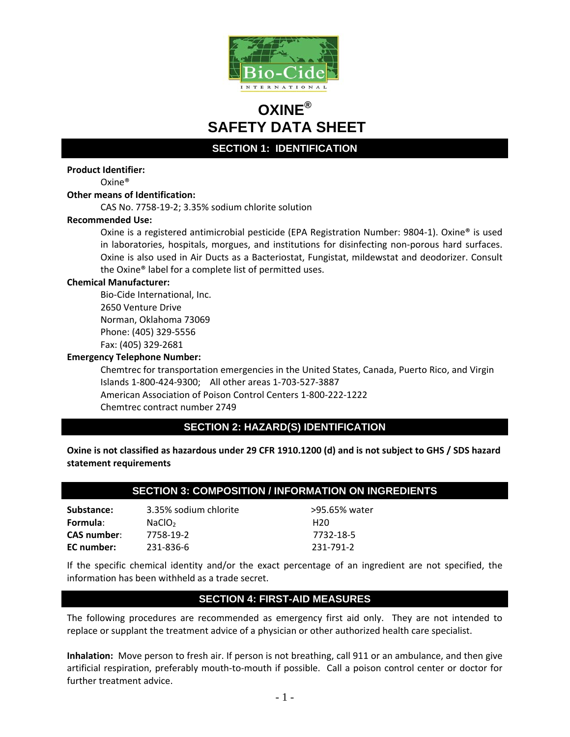# OXINE®
# SAFETY DATA SHEET

## SECTION 1: IDENTIFICATION

**Product Identifier:**

Oxine®

**Other means of Identification:**

CAS No. 7758-19-2; 3.35% sodium chlorite solution

**Recommended Use:**

Oxine is a registered antimicrobial pesticide (EPA Registration Number: 9804-1). Oxine® is used in laboratories, hospitals, morgues, and institutions for disinfecting non-porous hard surfaces. Oxine is also used in Air Ducts as a Bacteriostat, Fungistat, mildewstat and deodorizer. Consult the Oxine® label for a complete list of permitted uses.

**Chemical Manufacturer:**

Bio-Cide International, Inc.
2650 Venture Drive
Norman, Oklahoma 73069
Phone: (405) 329-5556
Fax: (405) 329-2681

**Emergency Telephone Number:**

Chemtrec for transportation emergencies in the United States, Canada, Puerto Rico, and Virgin Islands 1-800-424-9300; All other areas 1-703-527-3887
American Association of Poison Control Centers 1-800-222-1222
Chemtrec contract number 2749

## SECTION 2: HAZARD(S) IDENTIFICATION

**Oxine is not classified as hazardous under 29 CFR 1910.1200 (d) and is not subject to GHS / SDS hazard statement requirements**

## SECTION 3: COMPOSITION / INFORMATION ON INGREDIENTS

| | | |
|---|---|---|
| **Substance:** | 3.35% sodium chlorite | >95.65% water |
| **Formula**: | $NaClO_2$ | H20 |
| **CAS number**: | 7758-19-2 | 7732-18-5 |
| **EC number:** | 231-836-6 | 231-791-2 |

If the specific chemical identity and/or the exact percentage of an ingredient are not specified, the information has been withheld as a trade secret.

## SECTION 4: FIRST-AID MEASURES

The following procedures are recommended as emergency first aid only. They are not intended to replace or supplant the treatment advice of a physician or other authorized health care specialist.

**Inhalation:** Move person to fresh air. If person is not breathing, call 911 or an ambulance, and then give artificial respiration, preferably mouth-to-mouth if possible. Call a poison control center or doctor for further treatment advice.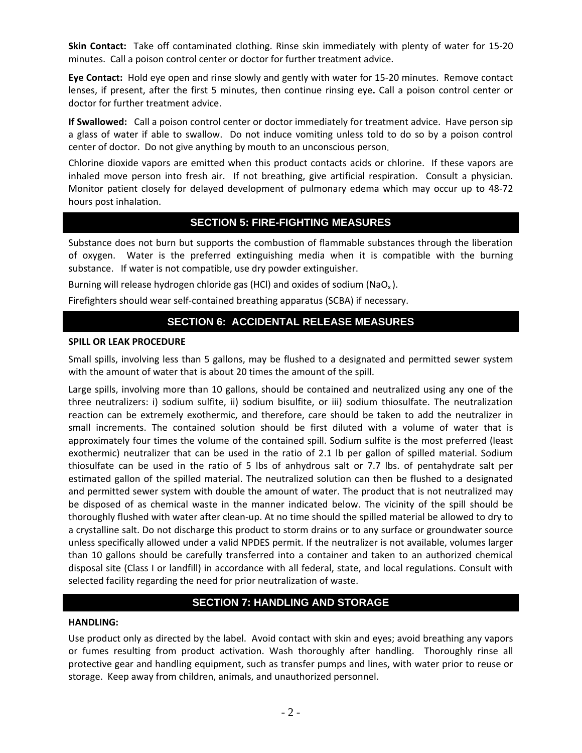**Skin Contact:** Take off contaminated clothing. Rinse skin immediately with plenty of water for 15-20 minutes. Call a poison control center or doctor for further treatment advice.

**Eye Contact:** Hold eye open and rinse slowly and gently with water for 15-20 minutes. Remove contact lenses, if present, after the first 5 minutes, then continue rinsing eye**.** Call a poison control center or doctor for further treatment advice.

**If Swallowed:** Call a poison control center or doctor immediately for treatment advice. Have person sip a glass of water if able to swallow. Do not induce vomiting unless told to do so by a poison control center of doctor. Do not give anything by mouth to an unconscious person.

Chlorine dioxide vapors are emitted when this product contacts acids or chlorine. If these vapors are inhaled move person into fresh air. If not breathing, give artificial respiration. Consult a physician. Monitor patient closely for delayed development of pulmonary edema which may occur up to 48-72 hours post inhalation.

## SECTION 5: FIRE-FIGHTING MEASURES

Substance does not burn but supports the combustion of flammable substances through the liberation of oxygen. Water is the preferred extinguishing media when it is compatible with the burning substance. If water is not compatible, use dry powder extinguisher.

Burning will release hydrogen chloride gas (HCl) and oxides of sodium ($NaO_x$).

Firefighters should wear self-contained breathing apparatus (SCBA) if necessary.

## SECTION 6: ACCIDENTAL RELEASE MEASURES

**SPILL OR LEAK PROCEDURE**

Small spills, involving less than 5 gallons, may be flushed to a designated and permitted sewer system with the amount of water that is about 20 times the amount of the spill.

Large spills, involving more than 10 gallons, should be contained and neutralized using any one of the three neutralizers: i) sodium sulfite, ii) sodium bisulfite, or iii) sodium thiosulfate. The neutralization reaction can be extremely exothermic, and therefore, care should be taken to add the neutralizer in small increments. The contained solution should be first diluted with a volume of water that is approximately four times the volume of the contained spill. Sodium sulfite is the most preferred (least exothermic) neutralizer that can be used in the ratio of 2.1 lb per gallon of spilled material. Sodium thiosulfate can be used in the ratio of 5 lbs of anhydrous salt or 7.7 lbs. of pentahydrate salt per estimated gallon of the spilled material. The neutralized solution can then be flushed to a designated and permitted sewer system with double the amount of water. The product that is not neutralized may be disposed of as chemical waste in the manner indicated below. The vicinity of the spill should be thoroughly flushed with water after clean-up. At no time should the spilled material be allowed to dry to a crystalline salt. Do not discharge this product to storm drains or to any surface or groundwater source unless specifically allowed under a valid NPDES permit. If the neutralizer is not available, volumes larger than 10 gallons should be carefully transferred into a container and taken to an authorized chemical disposal site (Class I or landfill) in accordance with all federal, state, and local regulations. Consult with selected facility regarding the need for prior neutralization of waste.

## SECTION 7: HANDLING AND STORAGE

**HANDLING:**

Use product only as directed by the label. Avoid contact with skin and eyes; avoid breathing any vapors or fumes resulting from product activation. Wash thoroughly after handling. Thoroughly rinse all protective gear and handling equipment, such as transfer pumps and lines, with water prior to reuse or storage. Keep away from children, animals, and unauthorized personnel.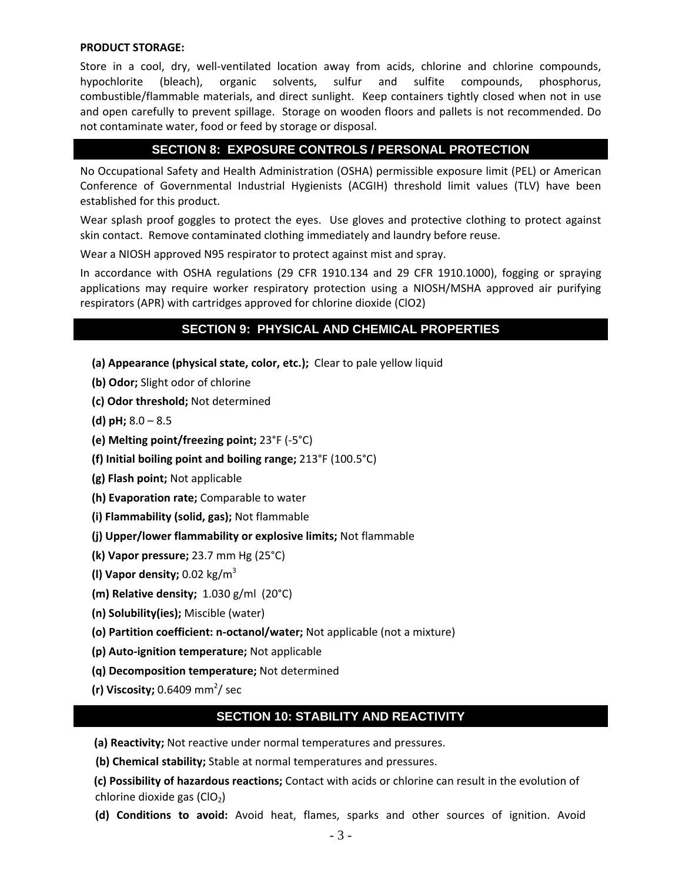**PRODUCT STORAGE:**

Store in a cool, dry, well-ventilated location away from acids, chlorine and chlorine compounds, hypochlorite (bleach), organic solvents, sulfur and sulfite compounds, phosphorus, combustible/flammable materials, and direct sunlight. Keep containers tightly closed when not in use and open carefully to prevent spillage. Storage on wooden floors and pallets is not recommended. Do not contaminate water, food or feed by storage or disposal.

## SECTION 8: EXPOSURE CONTROLS / PERSONAL PROTECTION

No Occupational Safety and Health Administration (OSHA) permissible exposure limit (PEL) or American Conference of Governmental Industrial Hygienists (ACGIH) threshold limit values (TLV) have been established for this product.

Wear splash proof goggles to protect the eyes. Use gloves and protective clothing to protect against skin contact. Remove contaminated clothing immediately and laundry before reuse.

Wear a NIOSH approved N95 respirator to protect against mist and spray.

In accordance with OSHA regulations (29 CFR 1910.134 and 29 CFR 1910.1000), fogging or spraying applications may require worker respiratory protection using a NIOSH/MSHA approved air purifying respirators (APR) with cartridges approved for chlorine dioxide (ClO2)

## SECTION 9: PHYSICAL AND CHEMICAL PROPERTIES

**(a) Appearance (physical state, color, etc.);** Clear to pale yellow liquid

**(b) Odor;** Slight odor of chlorine

**(c) Odor threshold;** Not determined

**(d) pH;** 8.0 – 8.5

**(e) Melting point/freezing point;** 23°F (-5°C)

**(f) Initial boiling point and boiling range;** 213°F (100.5°C)

**(g) Flash point;** Not applicable

**(h) Evaporation rate;** Comparable to water

**(i) Flammability (solid, gas);** Not flammable

**(j) Upper/lower flammability or explosive limits;** Not flammable

**(k) Vapor pressure;** 23.7 mm Hg (25°C)

**(l) Vapor density;** 0.02 $kg/m^3$

**(m) Relative density;** 1.030 g/ml (20°C)

**(n) Solubility(ies);** Miscible (water)

**(o) Partition coefficient: n-octanol/water;** Not applicable (not a mixture)

**(p) Auto-ignition temperature;** Not applicable

**(q) Decomposition temperature;** Not determined

**(r) Viscosity;** 0.6409 $mm^2$/ sec

## SECTION 10: STABILITY AND REACTIVITY

**(a) Reactivity;** Not reactive under normal temperatures and pressures.

**(b) Chemical stability;** Stable at normal temperatures and pressures.

**(c) Possibility of hazardous reactions;** Contact with acids or chlorine can result in the evolution of chlorine dioxide gas ($ClO_2$)

**(d) Conditions to avoid:** Avoid heat, flames, sparks and other sources of ignition. Avoid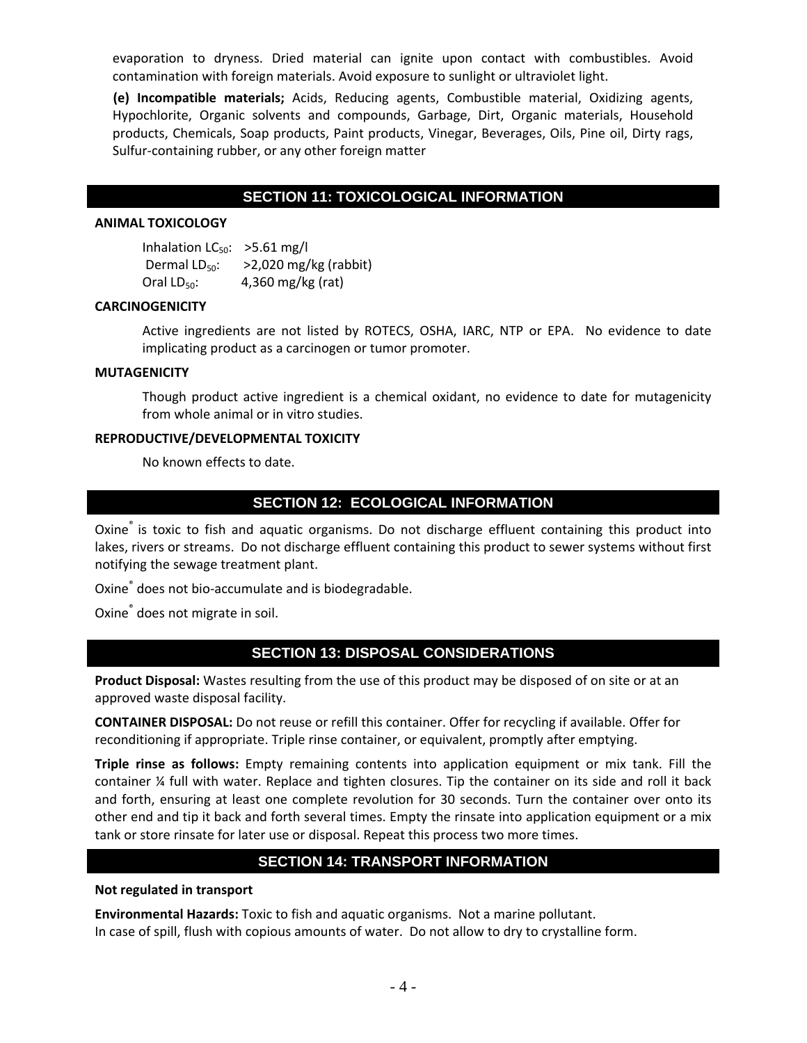evaporation to dryness. Dried material can ignite upon contact with combustibles. Avoid contamination with foreign materials. Avoid exposure to sunlight or ultraviolet light.

**(e) Incompatible materials;** Acids, Reducing agents, Combustible material, Oxidizing agents, Hypochlorite, Organic solvents and compounds, Garbage, Dirt, Organic materials, Household products, Chemicals, Soap products, Paint products, Vinegar, Beverages, Oils, Pine oil, Dirty rags, Sulfur-containing rubber, or any other foreign matter

## SECTION 11: TOXICOLOGICAL INFORMATION

**ANIMAL TOXICOLOGY**

Inhalation $LC_{50}$: >5.61 mg/l
Dermal $LD_{50}$: >2,020 mg/kg (rabbit)
Oral $LD_{50}$: 4,360 mg/kg (rat)

**CARCINOGENICITY**

Active ingredients are not listed by ROTECS, OSHA, IARC, NTP or EPA. No evidence to date implicating product as a carcinogen or tumor promoter.

**MUTAGENICITY**

Though product active ingredient is a chemical oxidant, no evidence to date for mutagenicity from whole animal or in vitro studies.

**REPRODUCTIVE/DEVELOPMENTAL TOXICITY**

No known effects to date.

## SECTION 12: ECOLOGICAL INFORMATION

Oxine® is toxic to fish and aquatic organisms. Do not discharge effluent containing this product into lakes, rivers or streams. Do not discharge effluent containing this product to sewer systems without first notifying the sewage treatment plant.

Oxine® does not bio-accumulate and is biodegradable.

Oxine® does not migrate in soil.

## SECTION 13: DISPOSAL CONSIDERATIONS

**Product Disposal:** Wastes resulting from the use of this product may be disposed of on site or at an approved waste disposal facility.

**CONTAINER DISPOSAL:** Do not reuse or refill this container. Offer for recycling if available. Offer for reconditioning if appropriate. Triple rinse container, or equivalent, promptly after emptying.

**Triple rinse as follows:** Empty remaining contents into application equipment or mix tank. Fill the container ¼ full with water. Replace and tighten closures. Tip the container on its side and roll it back and forth, ensuring at least one complete revolution for 30 seconds. Turn the container over onto its other end and tip it back and forth several times. Empty the rinsate into application equipment or a mix tank or store rinsate for later use or disposal. Repeat this process two more times.

## SECTION 14: TRANSPORT INFORMATION

**Not regulated in transport**

**Environmental Hazards:** Toxic to fish and aquatic organisms. Not a marine pollutant.
In case of spill, flush with copious amounts of water. Do not allow to dry to crystalline form.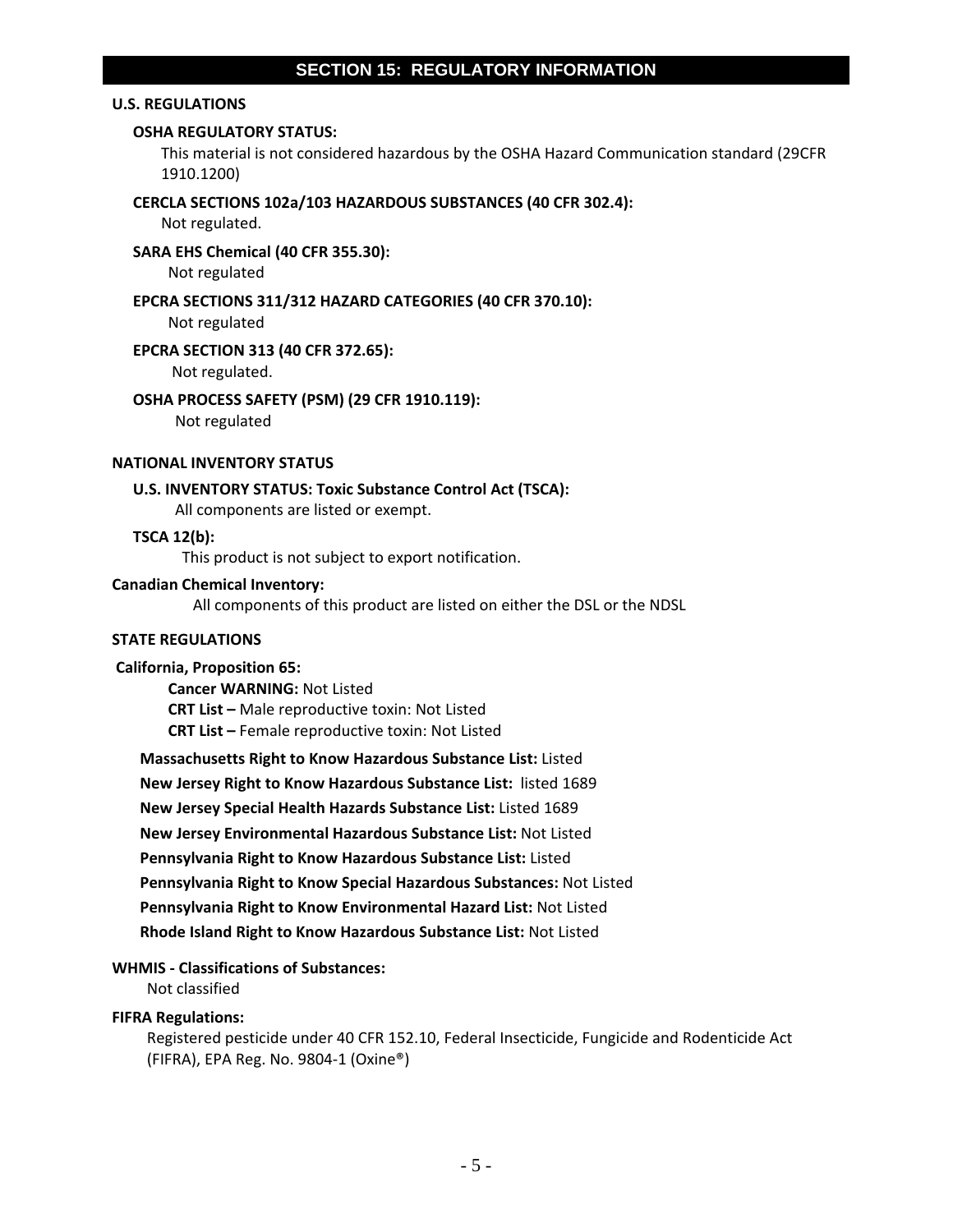## SECTION 15: REGULATORY INFORMATION

**U.S. REGULATIONS**

**OSHA REGULATORY STATUS:**

This material is not considered hazardous by the OSHA Hazard Communication standard (29CFR 1910.1200)

**CERCLA SECTIONS 102a/103 HAZARDOUS SUBSTANCES (40 CFR 302.4):**

Not regulated.

**SARA EHS Chemical (40 CFR 355.30):**

Not regulated

**EPCRA SECTIONS 311/312 HAZARD CATEGORIES (40 CFR 370.10):**

Not regulated

**EPCRA SECTION 313 (40 CFR 372.65):**

Not regulated.

**OSHA PROCESS SAFETY (PSM) (29 CFR 1910.119):**

Not regulated

**NATIONAL INVENTORY STATUS**

**U.S. INVENTORY STATUS: Toxic Substance Control Act (TSCA):**

All components are listed or exempt.

**TSCA 12(b):**

This product is not subject to export notification.

**Canadian Chemical Inventory:**

All components of this product are listed on either the DSL or the NDSL

**STATE REGULATIONS**

**California, Proposition 65:**

**Cancer WARNING:** Not Listed

**CRT List –** Male reproductive toxin: Not Listed

**CRT List –** Female reproductive toxin: Not Listed

**Massachusetts Right to Know Hazardous Substance List:** Listed

**New Jersey Right to Know Hazardous Substance List:** listed 1689

**New Jersey Special Health Hazards Substance List:** Listed 1689

**New Jersey Environmental Hazardous Substance List:** Not Listed

**Pennsylvania Right to Know Hazardous Substance List:** Listed

**Pennsylvania Right to Know Special Hazardous Substances:** Not Listed

**Pennsylvania Right to Know Environmental Hazard List:** Not Listed

**Rhode Island Right to Know Hazardous Substance List:** Not Listed

**WHMIS - Classifications of Substances:**

Not classified

**FIFRA Regulations:**

Registered pesticide under 40 CFR 152.10, Federal Insecticide, Fungicide and Rodenticide Act (FIFRA), EPA Reg. No. 9804-1 (Oxine®)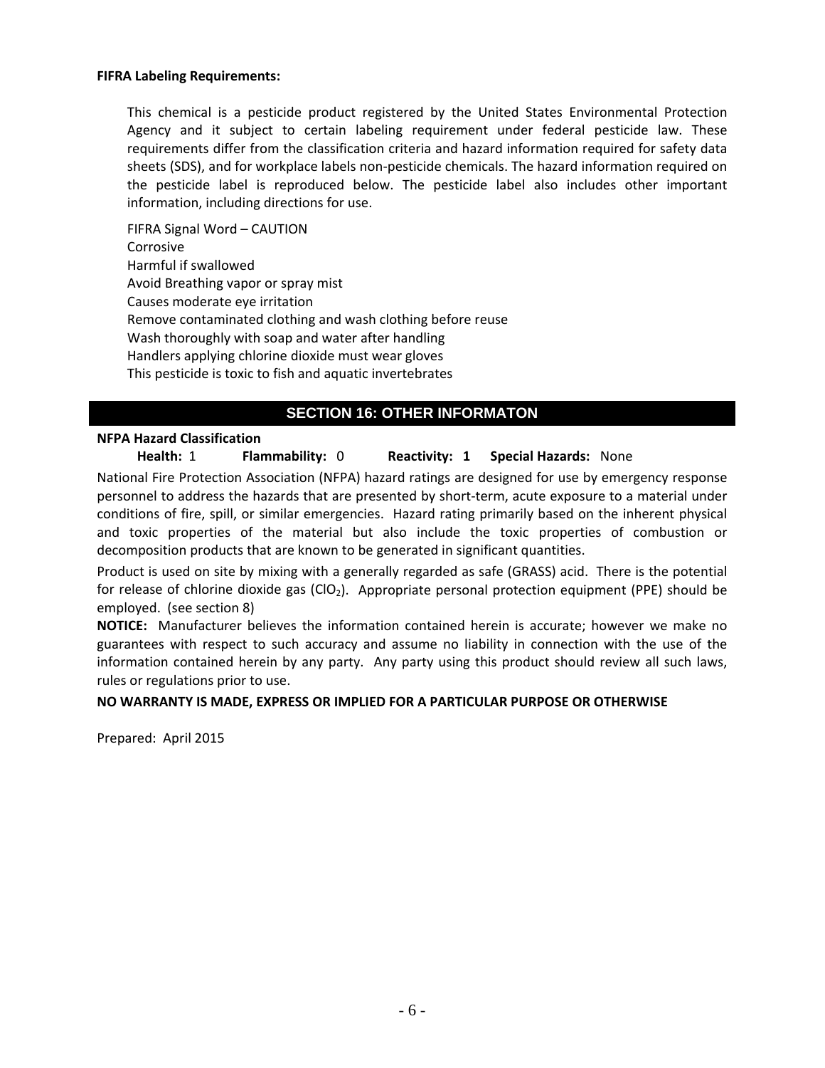**FIFRA Labeling Requirements:**

This chemical is a pesticide product registered by the United States Environmental Protection Agency and it subject to certain labeling requirement under federal pesticide law. These requirements differ from the classification criteria and hazard information required for safety data sheets (SDS), and for workplace labels non-pesticide chemicals. The hazard information required on the pesticide label is reproduced below. The pesticide label also includes other important information, including directions for use.

FIFRA Signal Word – CAUTION
Corrosive
Harmful if swallowed
Avoid Breathing vapor or spray mist
Causes moderate eye irritation
Remove contaminated clothing and wash clothing before reuse
Wash thoroughly with soap and water after handling
Handlers applying chlorine dioxide must wear gloves
This pesticide is toxic to fish and aquatic invertebrates

## SECTION 16: OTHER INFORMATON

**NFPA Hazard Classification**

**Health:** 1 **Flammability:** 0 **Reactivity: 1** **Special Hazards:** None

National Fire Protection Association (NFPA) hazard ratings are designed for use by emergency response personnel to address the hazards that are presented by short-term, acute exposure to a material under conditions of fire, spill, or similar emergencies. Hazard rating primarily based on the inherent physical and toxic properties of the material but also include the toxic properties of combustion or decomposition products that are known to be generated in significant quantities.

Product is used on site by mixing with a generally regarded as safe (GRASS) acid. There is the potential for release of chlorine dioxide gas ($ClO_2$). Appropriate personal protection equipment (PPE) should be employed. (see section 8)

**NOTICE:** Manufacturer believes the information contained herein is accurate; however we make no guarantees with respect to such accuracy and assume no liability in connection with the use of the information contained herein by any party. Any party using this product should review all such laws, rules or regulations prior to use.

**NO WARRANTY IS MADE, EXPRESS OR IMPLIED FOR A PARTICULAR PURPOSE OR OTHERWISE**

Prepared: April 2015